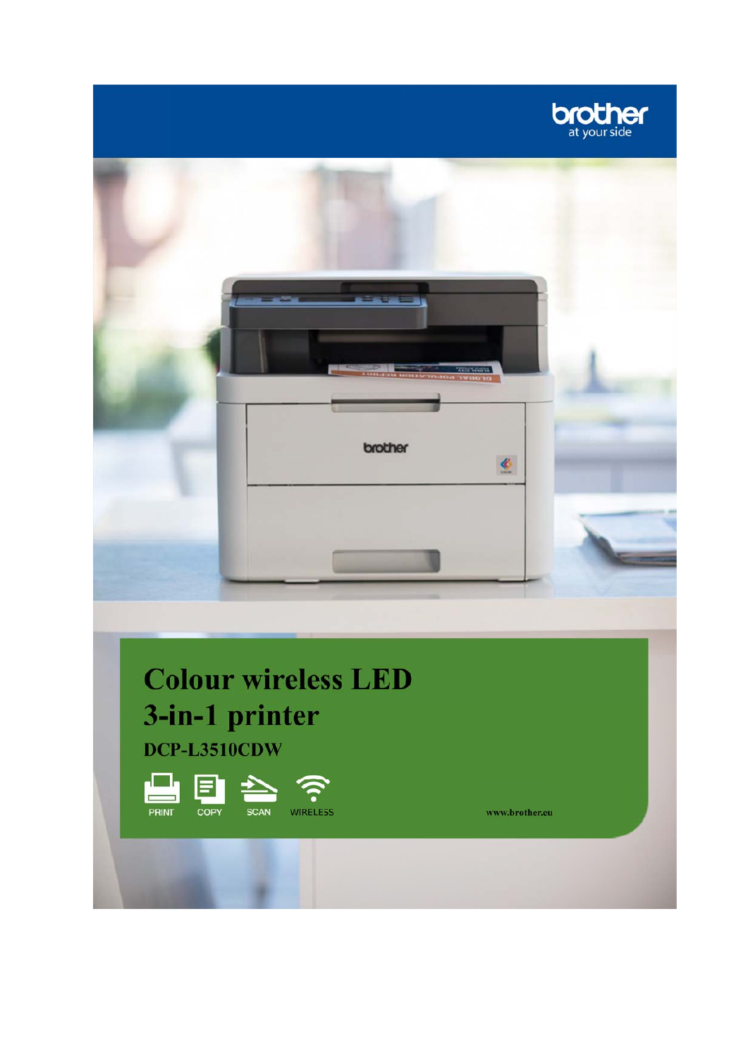brother at your side

# Colour wireless LED 3-in-1 printer

## DCP-L3510CDW

PRINT COPY SCAN WIRELESS

www.brother.eu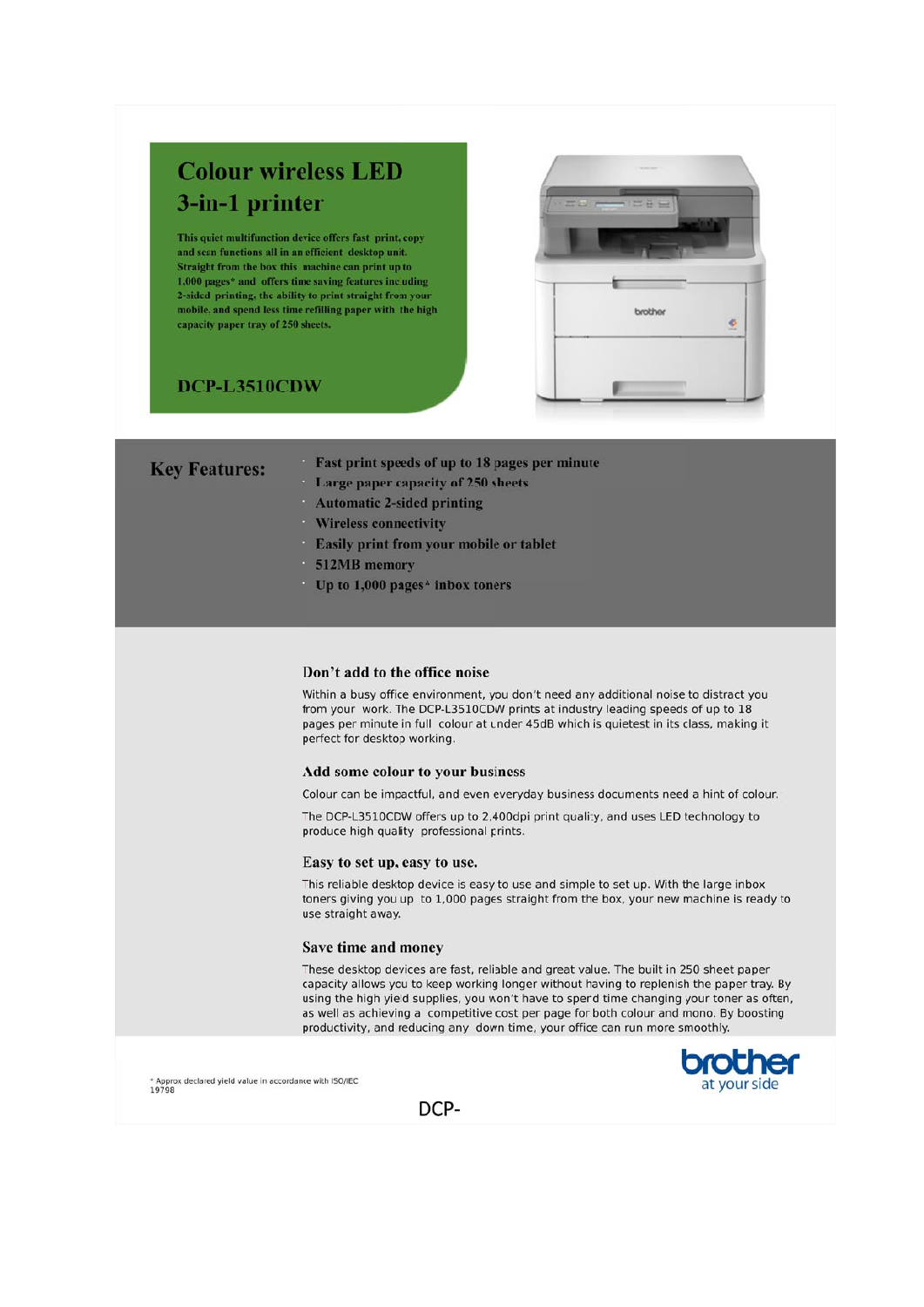# Colour wireless LED 3-in-1 printer

This quiet multifunction device offers fast print, copy and scan functions all in an efficient desktop unit. Straight from the box this machine can print up to 1,000 pages* and offers time saving features including 2-sided printing, the ability to print straight from your mobile, and spend less time refilling paper with the high capacity paper tray of 250 sheets.

## DCP-L3510CDW

## Key Features:

- Fast print speeds of up to 18 pages per minute
- Large paper capacity of 250 sheets
- Automatic 2-sided printing
- Wireless connectivity
- Easily print from your mobile or tablet
- 512MB memory
- Up to 1,000 pages* inbox toners

### Don't add to the office noise

Within a busy office environment, you don't need any additional noise to distract you from your work. The DCP-L3510CDW prints at industry leading speeds of up to 18 pages per minute in full colour at under 45dB which is quietest in its class, making it perfect for desktop working.

### Add some colour to your business

Colour can be impactful, and even everyday business documents need a hint of colour.

The DCP-L3510CDW offers up to 2,400dpi print quality, and uses LED technology to produce high quality professional prints.

### Easy to set up, easy to use.

This reliable desktop device is easy to use and simple to set up. With the large inbox toners giving you up to 1,000 pages straight from the box, your new machine is ready to use straight away.

### Save time and money

These desktop devices are fast, reliable and great value. The built in 250 sheet paper capacity allows you to keep working longer without having to replenish the paper tray. By using the high yield supplies, you won't have to spend time changing your toner as often, as well as achieving a competitive cost per page for both colour and mono. By boosting productivity, and reducing any down time, your office can run more smoothly.

\* Approx declared yield value in accordance with ISO/IEC 19798

brother at your side

DCP-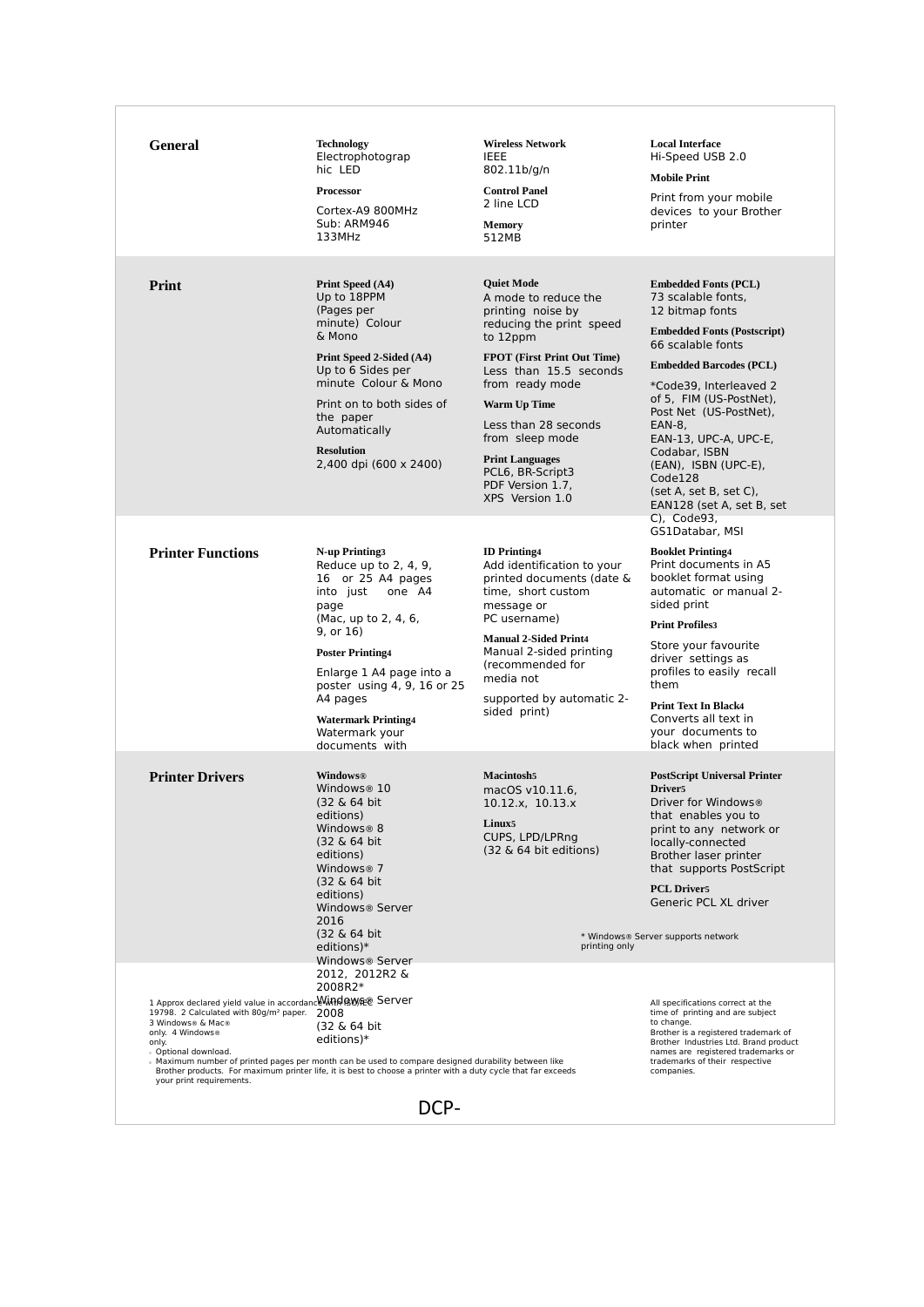## General

**Technology**
Electrophotographic LED

**Processor**
Cortex-A9 800MHz
Sub: ARM946 133MHz

**Wireless Network**
IEEE 802.11b/g/n

**Control Panel**
2 line LCD

**Memory**
512MB

**Local Interface**
Hi-Speed USB 2.0

**Mobile Print**
Print from your mobile devices to your Brother printer

## Print

**Print Speed (A4)**
Up to 18PPM (Pages per minute) Colour & Mono

**Print Speed 2-Sided (A4)**
Up to 6 Sides per minute Colour & Mono

Print on to both sides of the paper Automatically

**Resolution**
2,400 dpi (600 x 2400)

**Quiet Mode**
A mode to reduce the printing noise by reducing the print speed to 12ppm

**FPOT (First Print Out Time)**
Less than 15.5 seconds from ready mode

**Warm Up Time**
Less than 28 seconds from sleep mode

**Print Languages**
PCL6, BR-Script3
PDF Version 1.7,
XPS Version 1.0

**Embedded Fonts (PCL)**
73 scalable fonts, 12 bitmap fonts

**Embedded Fonts (Postscript)**
66 scalable fonts

**Embedded Barcodes (PCL)**
*Code39, Interleaved 2 of 5, FIM (US-PostNet), Post Net (US-PostNet), EAN-8, EAN-13, UPC-A, UPC-E, Codabar, ISBN (EAN), ISBN (UPC-E), Code128 (set A, set B, set C), EAN128 (set A, set B, set C), Code93, GS1Databar, MSI

## Printer Functions

**N-up Printing3**
Reduce up to 2, 4, 9, 16 or 25 A4 pages into just one A4 page
(Mac, up to 2, 4, 6, 9, or 16)

**Poster Printing4**
Enlarge 1 A4 page into a poster using 4, 9, 16 or 25 A4 pages

**Watermark Printing4**
Watermark your documents with

**ID Printing4**
Add identification to your printed documents (date & time, short custom message or PC username)

**Manual 2-Sided Print4**
Manual 2-sided printing (recommended for media not supported by automatic 2-sided print)

**Booklet Printing4**
Print documents in A5 booklet format using automatic or manual 2-sided print

**Print Profiles3**
Store your favourite driver settings as profiles to easily recall them

**Print Text In Black4**
Converts all text in your documents to black when printed

## Printer Drivers

**Windows®**
Windows® 10 (32 & 64 bit editions)
Windows® 8 (32 & 64 bit editions)
Windows® 7 (32 & 64 bit editions)
Windows® Server 2016 (32 & 64 bit editions)*
Windows® Server 2012, 2012R2 & 2008R2*
Windows® Server 2008 (32 & 64 bit editions)*

**Macintosh5**
macOS v10.11.6, 10.12.x, 10.13.x

**Linux5**
CUPS, LPD/LPRng (32 & 64 bit editions)

**PostScript Universal Printer Driver5**
Driver for Windows® that enables you to print to any network or locally-connected Brother laser printer that supports PostScript

**PCL Driver5**
Generic PCL XL driver

* Windows® Server supports network printing only

1 Approx declared yield value in accordance with ISO/IEC 19798. 2 Calculated with 80g/m² paper. 3 Windows® & Mac® only. 4 Windows® only.
5 Optional download.
6 Maximum number of printed pages per month can be used to compare designed durability between like Brother products. For maximum printer life, it is best to choose a printer with a duty cycle that far exceeds your print requirements.

All specifications correct at the time of printing and are subject to change.
Brother is a registered trademark of Brother Industries Ltd. Brand product names are registered trademarks or trademarks of their respective companies.

DCP-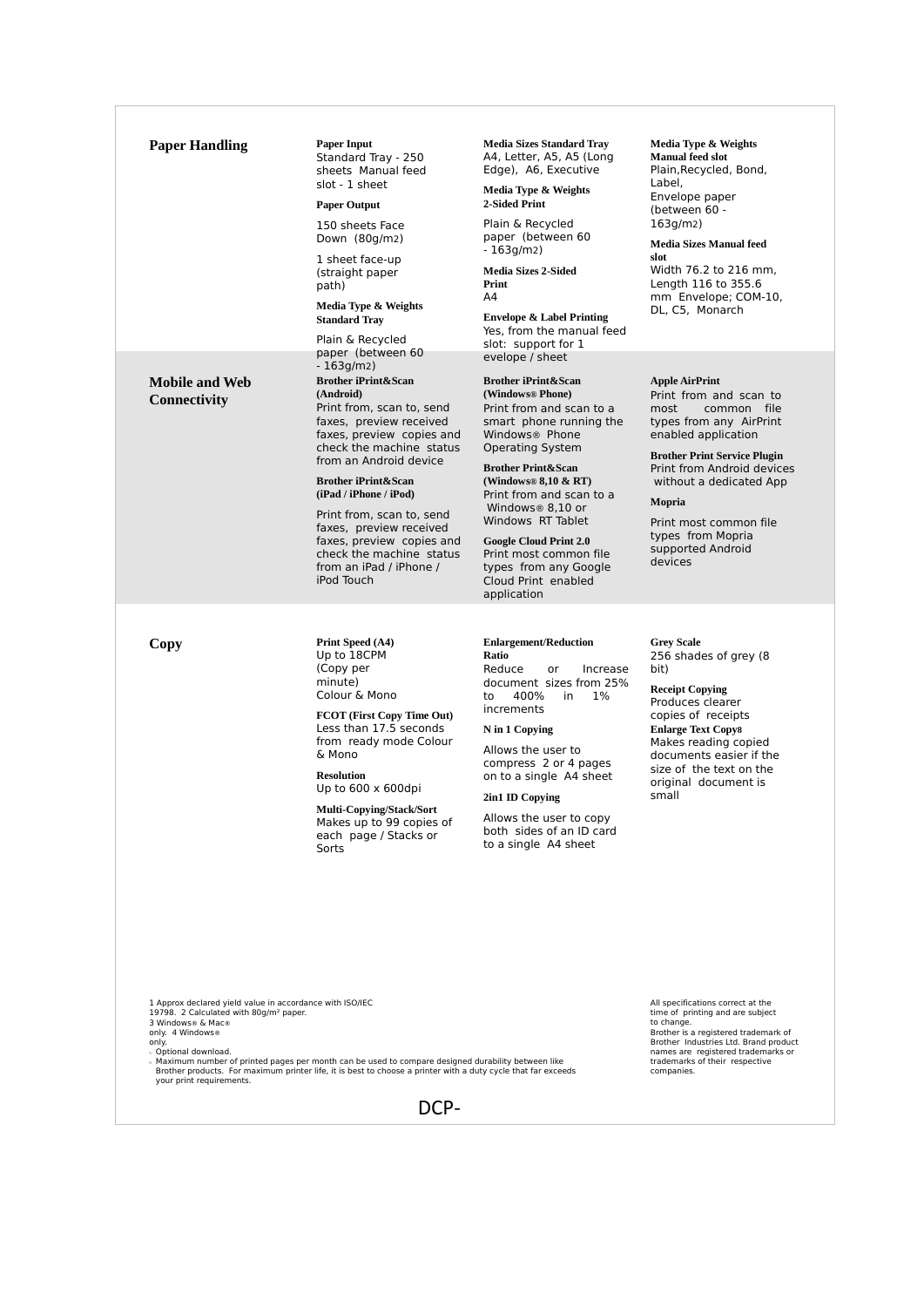## Paper Handling

**Paper Input**
Standard Tray - 250 sheets Manual feed slot - 1 sheet

**Paper Output**

150 sheets Face Down (80g/m2)

1 sheet face-up (straight paper path)

**Media Type & Weights Standard Tray**

Plain & Recycled paper (between 60 - 163g/m2)

**Media Sizes Standard Tray**
A4, Letter, A5, A5 (Long Edge), A6, Executive

**Media Type & Weights 2-Sided Print**

Plain & Recycled paper (between 60 - 163g/m2)

**Media Sizes 2-Sided Print**
A4

**Envelope & Label Printing**
Yes, from the manual feed slot: support for 1 evelope / sheet

**Media Type & Weights Manual feed slot**
Plain,Recycled, Bond, Label,
Envelope paper (between 60 - 163g/m2)

**Media Sizes Manual feed slot**
Width 76.2 to 216 mm, Length 116 to 355.6 mm Envelope; COM-10, DL, C5, Monarch

## Mobile and Web Connectivity

**Brother iPrint&Scan (Android)**
Print from, scan to, send faxes, preview received faxes, preview copies and check the machine status from an Android device

**Brother iPrint&Scan (iPad / iPhone / iPod)**

Print from, scan to, send faxes, preview received faxes, preview copies and check the machine status from an iPad / iPhone / iPod Touch

**Brother iPrint&Scan (Windows® Phone)**
Print from and scan to a smart phone running the Windows® Phone Operating System

**Brother Print&Scan (Windows® 8,10 & RT)**
Print from and scan to a Windows® 8,10 or Windows RT Tablet

**Google Cloud Print 2.0**
Print most common file types from any Google Cloud Print enabled application

**Apple AirPrint**
Print from and scan to most common file types from any AirPrint enabled application

**Brother Print Service Plugin**
Print from Android devices without a dedicated App

**Mopria**

Print most common file types from Mopria supported Android devices

## Copy

**Print Speed (A4)**
Up to 18CPM (Copy per minute)
Colour & Mono

**FCOT (First Copy Time Out)**
Less than 17.5 seconds from ready mode Colour & Mono

**Resolution**
Up to 600 x 600dpi

**Multi-Copying/Stack/Sort**
Makes up to 99 copies of each page / Stacks or Sorts

**Enlargement/Reduction Ratio**
Reduce or Increase document sizes from 25% to 400% in 1% increments

**N in 1 Copying**

Allows the user to compress 2 or 4 pages on to a single A4 sheet

**2in1 ID Copying**

Allows the user to copy both sides of an ID card to a single A4 sheet

**Grey Scale**
256 shades of grey (8 bit)

**Receipt Copying**
Produces clearer copies of receipts

**Enlarge Text Copy8**
Makes reading copied documents easier if the size of the text on the original document is small

1 Approx declared yield value in accordance with ISO/IEC 19798. 2 Calculated with 80g/m² paper.
3 Windows® & Mac® only. 4 Windows® only.
* Optional download.
* Maximum number of printed pages per month can be used to compare designed durability between like Brother products. For maximum printer life, it is best to choose a printer with a duty cycle that far exceeds your print requirements.

All specifications correct at the time of printing and are subject to change.
Brother is a registered trademark of Brother Industries Ltd. Brand product names are registered trademarks or trademarks of their respective companies.

DCP-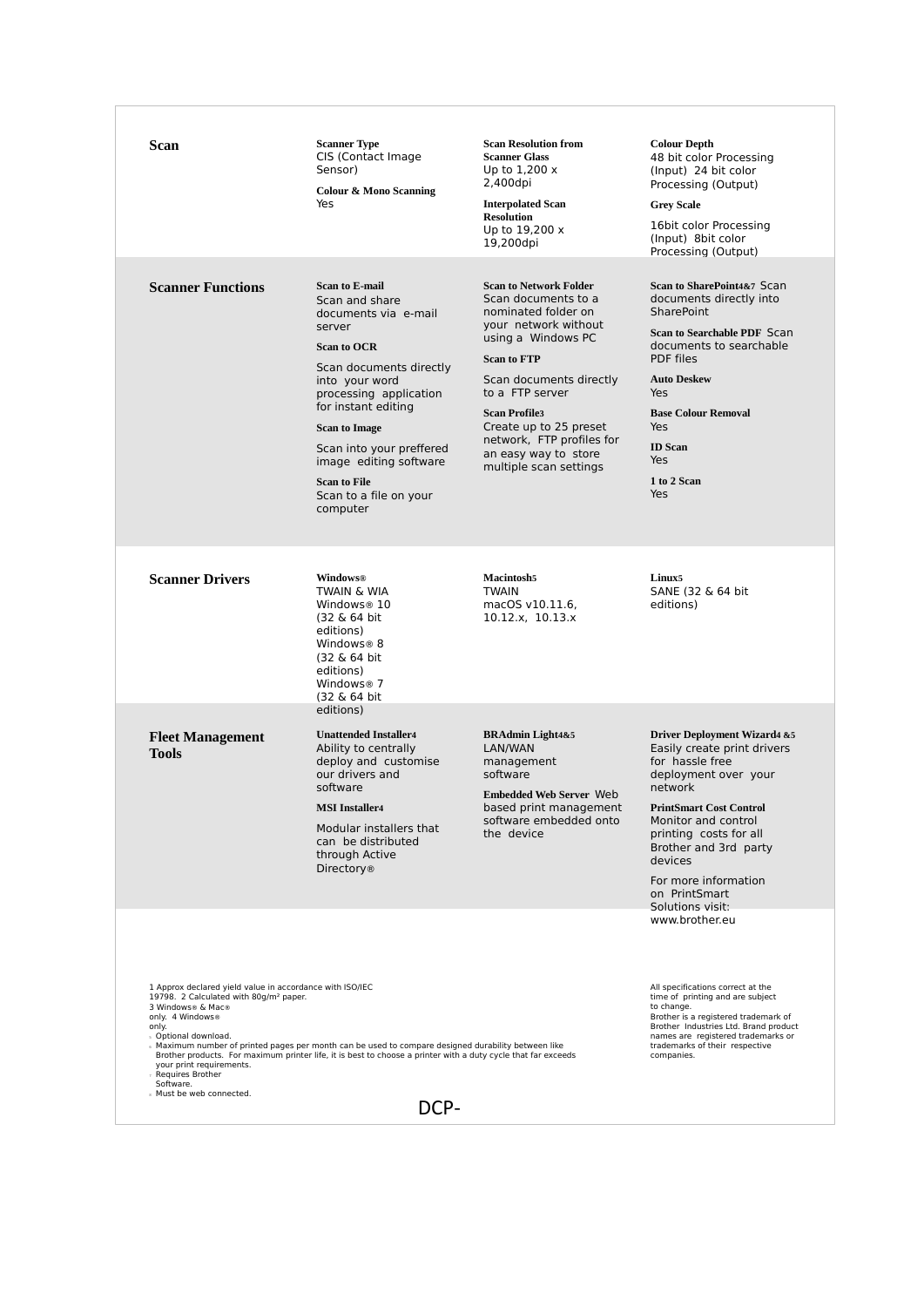## Scan

**Scanner Type**
CIS (Contact Image Sensor)

**Colour & Mono Scanning**
Yes

**Scan Resolution from Scanner Glass**
Up to 1,200 x 2,400dpi

**Interpolated Scan Resolution**
Up to 19,200 x 19,200dpi

**Colour Depth**
48 bit color Processing (Input) 24 bit color Processing (Output)

**Grey Scale**
16bit color Processing (Input) 8bit color Processing (Output)

## Scanner Functions

**Scan to E-mail**
Scan and share documents via e-mail server

**Scan to OCR**
Scan documents directly into your word processing application for instant editing

**Scan to Image**
Scan into your preffered image editing software

**Scan to File**
Scan to a file on your computer

**Scan to Network Folder**
Scan documents to a nominated folder on your network without using a Windows PC

**Scan to FTP**
Scan documents directly to a FTP server

**Scan Profile3**
Create up to 25 preset network, FTP profiles for an easy way to store multiple scan settings

**Scan to SharePoint4&7** Scan documents directly into SharePoint

**Scan to Searchable PDF** Scan documents to searchable PDF files

**Auto Deskew**
Yes

**Base Colour Removal**
Yes

**ID Scan**
Yes

**1 to 2 Scan**
Yes

## Scanner Drivers

**Windows®**
TWAIN & WIA
Windows® 10 (32 & 64 bit editions)
Windows® 8 (32 & 64 bit editions)
Windows® 7 (32 & 64 bit editions)

**Macintosh5**
TWAIN
macOS v10.11.6, 10.12.x, 10.13.x

**Linux5**
SANE (32 & 64 bit editions)

## Fleet Management Tools

**Unattended Installer4**
Ability to centrally deploy and customise our drivers and software

**MSI Installer4**
Modular installers that can be distributed through Active Directory®

**BRAdmin Light4&5**
LAN/WAN management software

**Embedded Web Server** Web based print management software embedded onto the device

**Driver Deployment Wizard4 &5**
Easily create print drivers for hassle free deployment over your network

**PrintSmart Cost Control**
Monitor and control printing costs for all Brother and 3rd party devices

For more information on PrintSmart Solutions visit: www.brother.eu

1 Approx declared yield value in accordance with ISO/IEC 19798. 2 Calculated with 80g/m² paper.
3 Windows® & Mac® only. 4 Windows® only.
5 Optional download.
6 Maximum number of printed pages per month can be used to compare designed durability between like Brother products. For maximum printer life, it is best to choose a printer with a duty cycle that far exceeds your print requirements.
7 Requires Brother Software.
8 Must be web connected.

All specifications correct at the time of printing and are subject to change.
Brother is a registered trademark of Brother Industries Ltd. Brand product names are registered trademarks or trademarks of their respective companies.

DCP-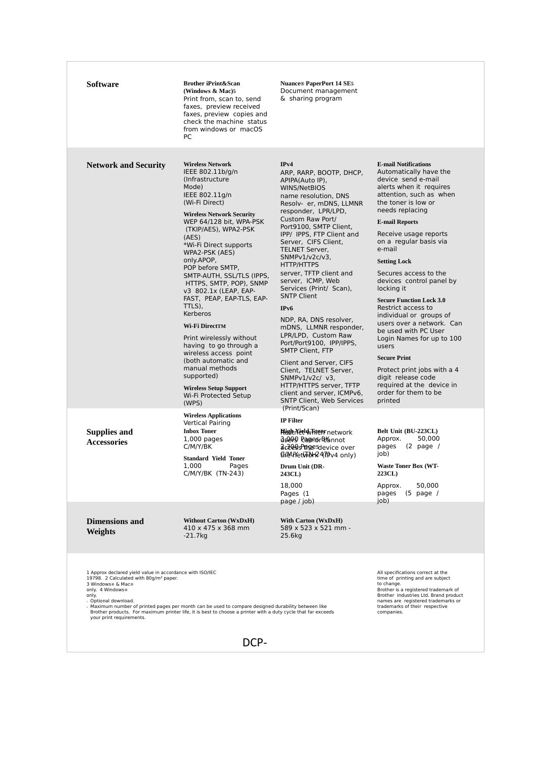| | | | |
|---|---|---|---|
| **Software** | **Brother iPrint&Scan (Windows & Mac)5**<br>Print from, scan to, send faxes, preview received faxes, preview copies and check the machine status from windows or macOS PC | **Nuance® PaperPort 14 SE5**<br>Document management & sharing program | |
| **Network and Security** | **Wireless Network**<br>IEEE 802.11b/g/n (Infrastructure Mode)<br>IEEE 802.11g/n (Wi-Fi Direct)<br><br>**Wireless Network Security**<br>WEP 64/128 bit, WPA-PSK (TKIP/AES), WPA2-PSK (AES)<br>*Wi-Fi Direct supports WPA2-PSK (AES) only.APOP, POP before SMTP, SMTP-AUTH, SSL/TLS (IPPS, HTTPS, SMTP, POP), SNMP v3 802.1x (LEAP, EAP-FAST, PEAP, EAP-TLS, EAP-TTLS), Kerberos<br><br>**Wi-Fi DirectTM**<br>Print wirelessly without having to go through a wireless access point (both automatic and manual methods supported)<br><br>**Wireless Setup Support**<br>Wi-Fi Protected Setup (WPS)<br><br>**Wireless Applications**<br>Vertical Pairing | **IPv4**<br>ARP, RARP, BOOTP, DHCP, APIPA(Auto IP), WINS/NetBIOS name resolution, DNS Resolv- er, mDNS, LLMNR responder, LPR/LPD, Custom Raw Port/ Port9100, SMTP Client, IPP/ IPPS, FTP Client and Server, CIFS Client, TELNET Server, SNMPv1/v2c/v3, HTTP/HTTPS server, TFTP client and server, ICMP, Web Services (Print/ Scan), SNTP Client<br><br>**IPv6**<br>NDP, RA, DNS resolver, mDNS, LLMNR responder, LPR/LPD, Custom Raw Port/Port9100, IPP/IPPS, SMTP Client, FTP Client and Server, CIFS Client, TELNET Server, SNMPv1/v2c/ v3, HTTP/HTTPS server, TFTP client and server, ICMPv6, SNTP Client, Web Services (Print/Scan)<br><br>**IP Filter**<br>Restrict which network users can or cannot access the device over the network (IPv4 only) | **E-mail Notifications**<br>Automatically have the device send e-mail alerts when it requires attention, such as when the toner is low or needs replacing<br><br>**E-mail Reports**<br>Receive usage reports on a regular basis via e-mail<br><br>**Setting Lock**<br>Secures access to the devices control panel by locking it<br><br>**Secure Function Lock 3.0**<br>Restrict access to individual or groups of users over a network. Can be used with PC User Login Names for up to 100 users<br><br>**Secure Print**<br>Protect print jobs with a 4 digit release code required at the device in order for them to be printed |
| **Supplies and Accessories** | **Inbox Toner**<br>1,000 pages C/M/Y/BK<br><br>**Standard Yield Toner**<br>1,000 Pages C/M/Y/BK (TN-243) | **High Yield Toner**<br>3,000 Pages BK<br>2,300 Pages C/M/Y (TN-247)<br><br>**Drum Unit (DR-243CL)**<br>18,000 Pages (1 page / job) | **Belt Unit (BU-223CL)**<br>Approx. 50,000 pages (2 page / job)<br><br>**Waste Toner Box (WT-223CL)**<br>Approx. 50,000 pages (5 page / job) |
| **Dimensions and Weights** | **Without Carton (WxDxH)**<br>410 x 475 x 368 mm -21.7kg | **With Carton (WxDxH)**<br>589 x 523 x 521 mm - 25.6kg | |

1 Approx declared yield value in accordance with ISO/IEC 19798. 2 Calculated with 80g/m² paper.
3 Windows® & Mac® only. 4 Windows® only.
5 Optional download.
6 Maximum number of printed pages per month can be used to compare designed durability between like Brother products. For maximum printer life, it is best to choose a printer with a duty cycle that far exceeds your print requirements.

All specifications correct at the time of printing and are subject to change.
Brother is a registered trademark of Brother Industries Ltd. Brand product names are registered trademarks or trademarks of their respective companies.

DCP-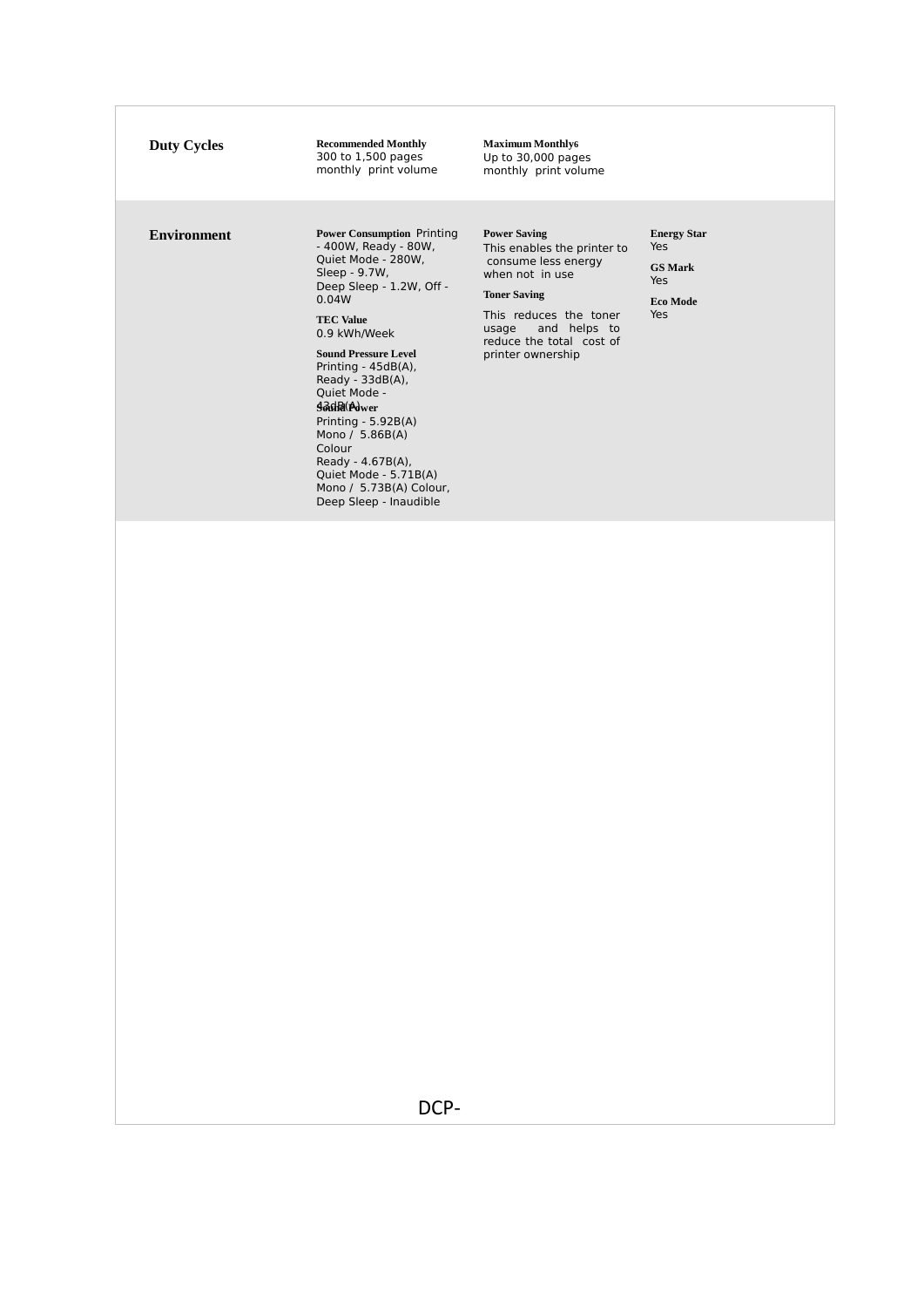| | | | |
|---|---|---|---|
| **Duty Cycles** | **Recommended Monthly**<br>300 to 1,500 pages monthly print volume | **Maximum Monthly**[6]<br>Up to 30,000 pages monthly print volume | |
| **Environment** | **Power Consumption** Printing - 400W, Ready - 80W, Quiet Mode - 280W, Sleep - 9.7W, Deep Sleep - 1.2W, Off - 0.04W<br><br>**TEC Value**<br>0.9 kWh/Week<br><br>**Sound Pressure Level**<br>Printing - 45dB(A), Ready - 33dB(A), Quiet Mode - 43dB(A)<br><br>**Sound Power**<br>Printing - 5.92B(A) Mono / 5.86B(A) Colour<br>Ready - 4.67B(A),<br>Quiet Mode - 5.71B(A) Mono / 5.73B(A) Colour,<br>Deep Sleep - Inaudible | **Power Saving**<br>This enables the printer to consume less energy when not in use<br><br>**Toner Saving**<br>This reduces the toner usage and helps to reduce the total cost of printer ownership | **Energy Star**<br>Yes<br><br>**GS Mark**<br>Yes<br><br>**Eco Mode**<br>Yes |

DCP-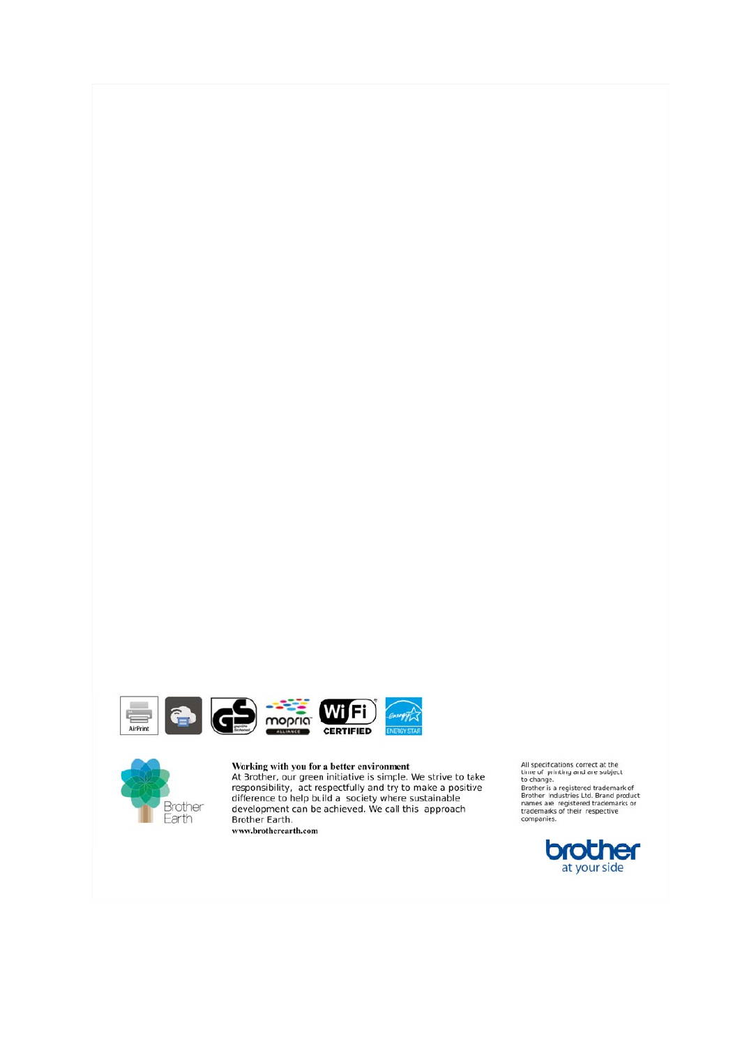AirPrint

mopria ALLIANCE

Wi Fi CERTIFIED

ENERGY STAR

Brother Earth

**Working with you for a better environment**

At Brother, our green initiative is simple. We strive to take responsibility, act respectfully and try to make a positive difference to help build a society where sustainable development can be achieved. We call this approach Brother Earth.

**www.brotherearth.com**

All specifications correct at the time of printing and are subject to change.
Brother is a registered trademark of Brother Industries Ltd. Brand product names are registered trademarks or trademarks of their respective companies.

brother
at your side